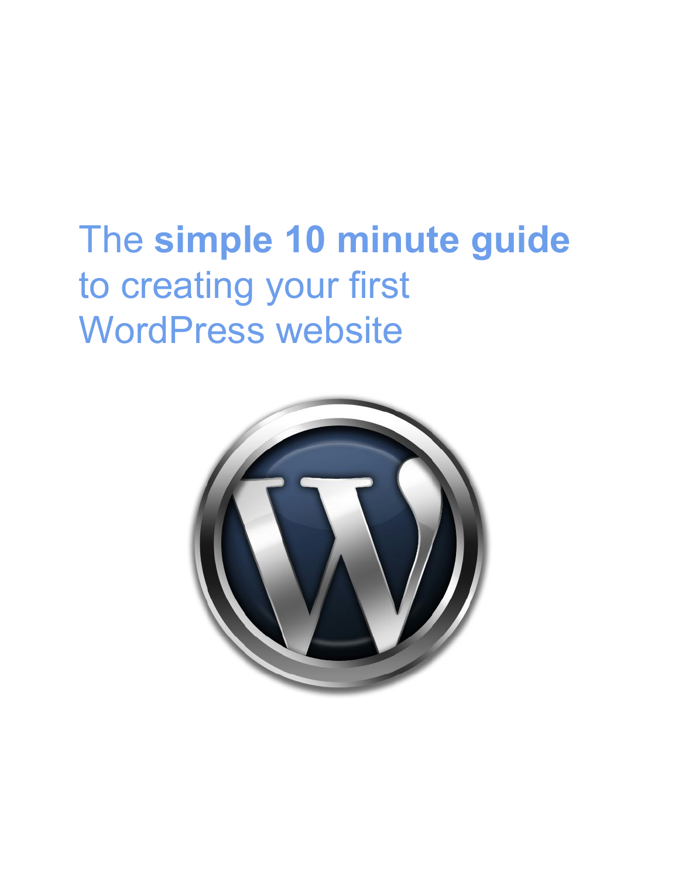# The **simple 10 minute guide** to creating your first WordPress website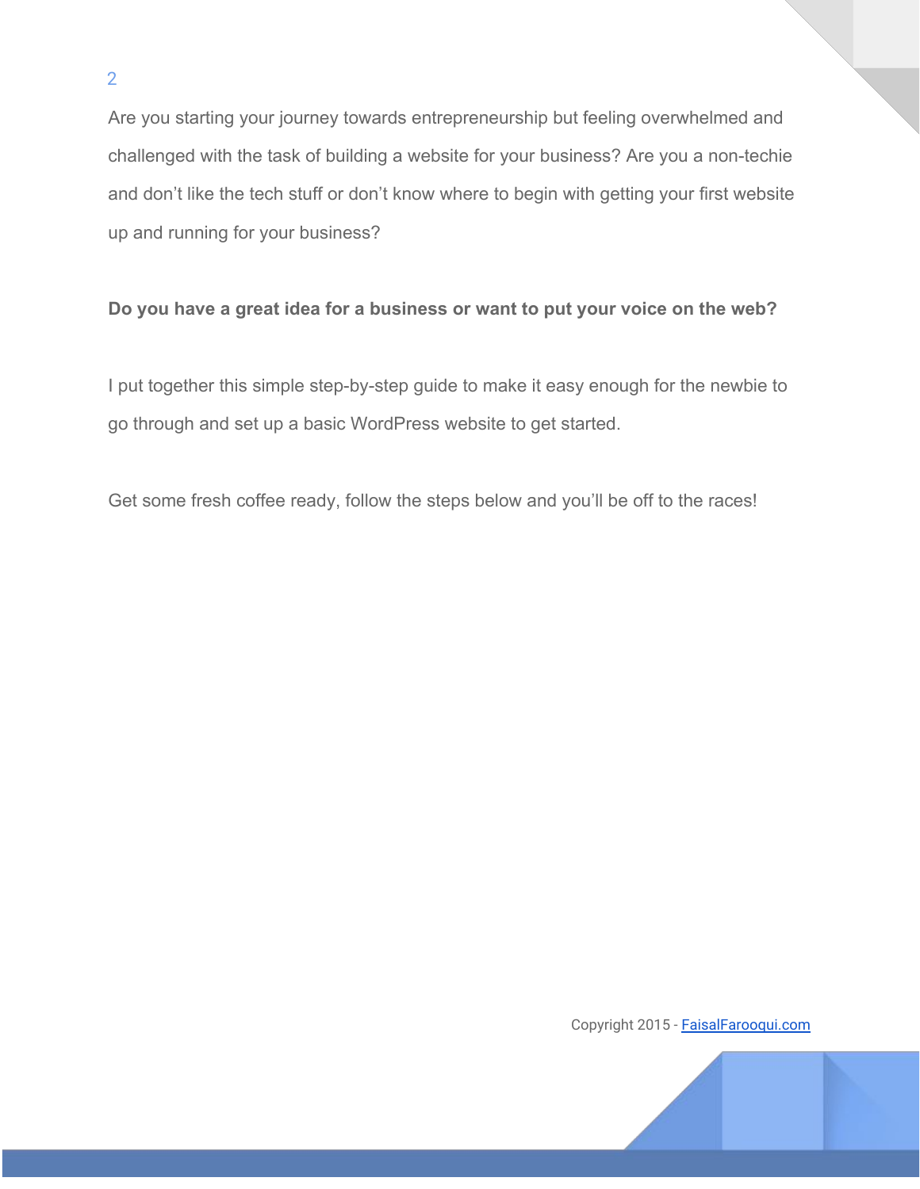Are you starting your journey towards entrepreneurship but feeling overwhelmed and challenged with the task of building a website for your business? Are you a non-techie and don't like the tech stuff or don't know where to begin with getting your first website up and running for your business?

**Do you have a great idea for a business or want to put your voice on the web?**

I put together this simple step-by-step guide to make it easy enough for the newbie to go through and set up a basic WordPress website to get started.

Get some fresh coffee ready, follow the steps below and you'll be off to the races!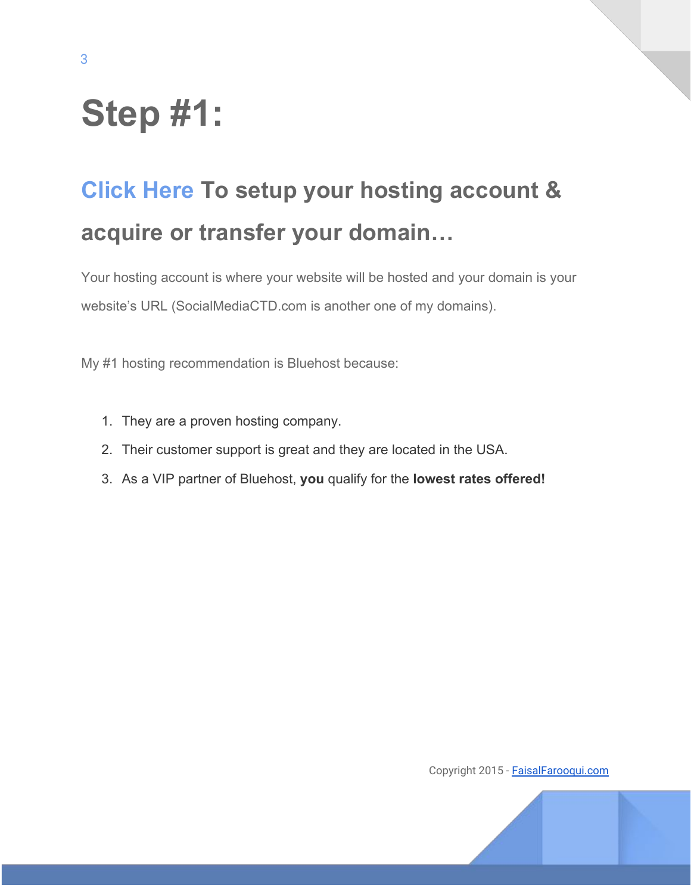# Step #1:

## Click Here To setup your hosting account & acquire or transfer your domain…

Your hosting account is where your website will be hosted and your domain is your website's URL (SocialMediaCTD.com is another one of my domains).

My #1 hosting recommendation is Bluehost because:

1. They are a proven hosting company.
2. Their customer support is great and they are located in the USA.
3. As a VIP partner of Bluehost, **you** qualify for the **lowest rates offered!**

Copyright 2015 - FaisalFarooqui.com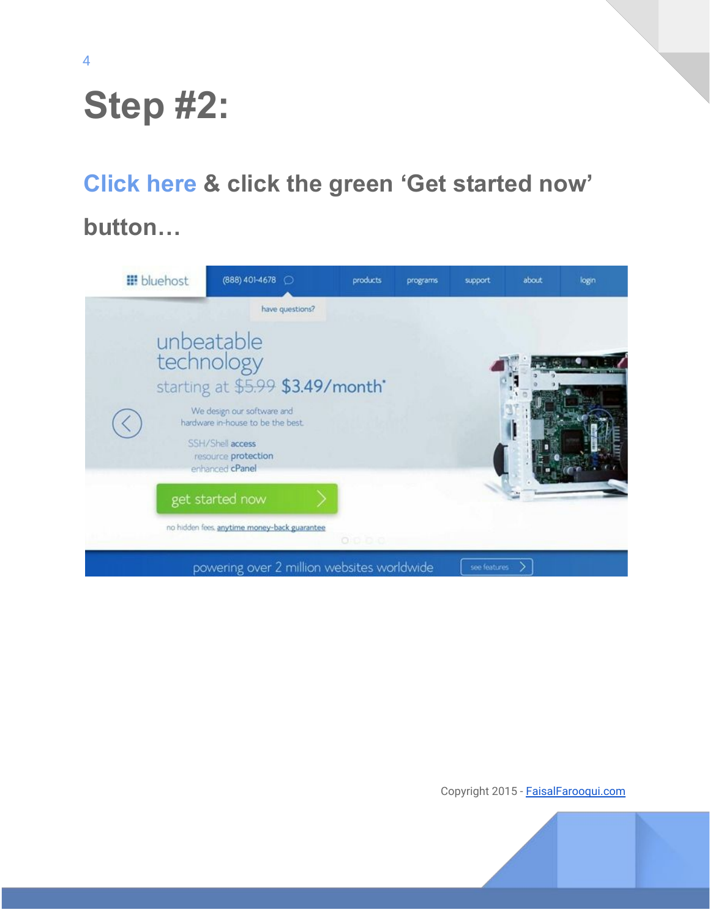# Step #2:

## Click here & click the green 'Get started now' button…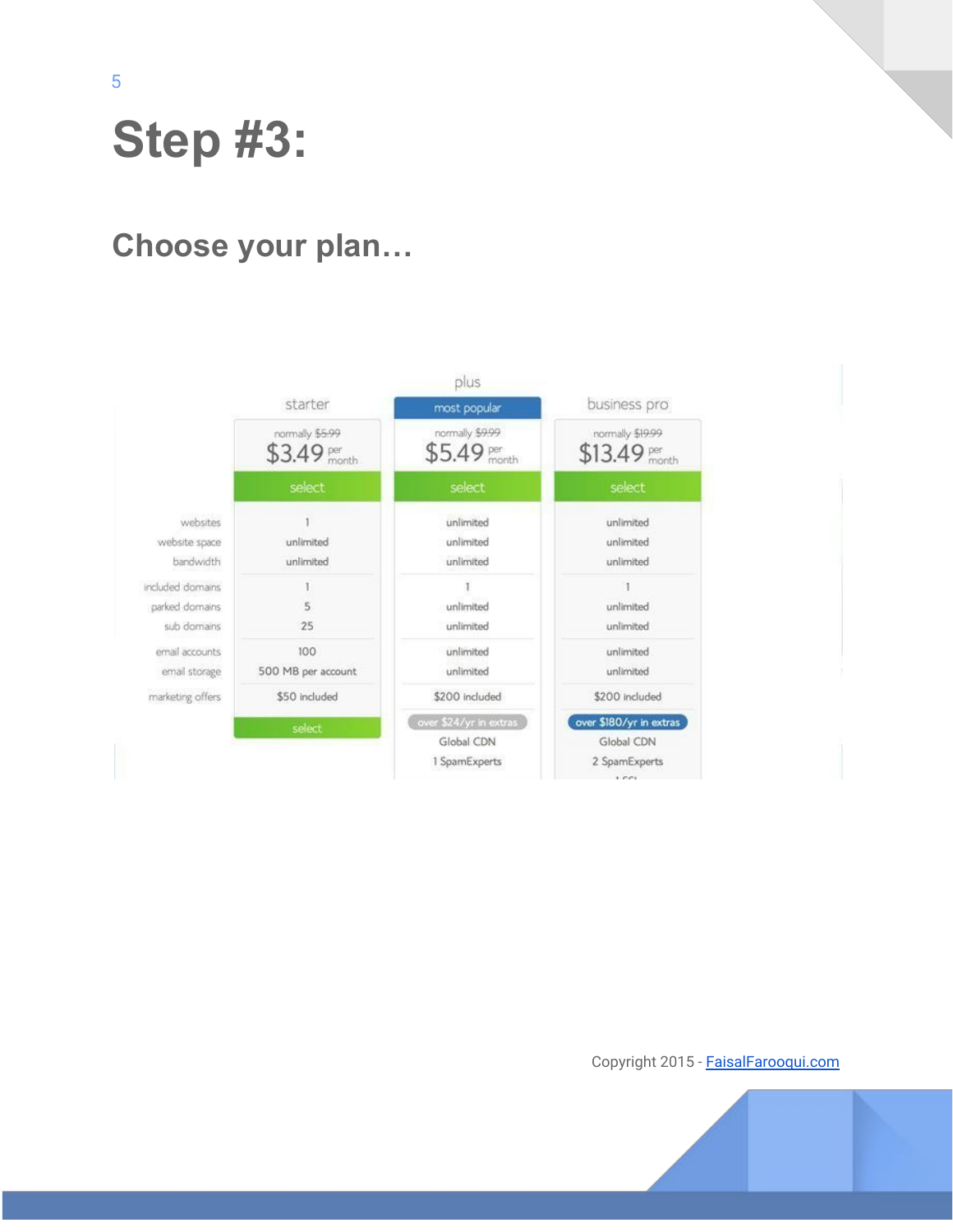# Step #3:

## Choose your plan…

| | starter | plus (most popular) | business pro |
|---|---|---|---|
| | normally $5.99 $3.49 per month | normally $9.99 $5.49 per month | normally $19.99 $13.49 per month |
| | select | select | select |
| websites | 1 | unlimited | unlimited |
| website space | unlimited | unlimited | unlimited |
| bandwidth | unlimited | unlimited | unlimited |
| included domains | 1 | 1 | 1 |
| parked domains | 5 | unlimited | unlimited |
| sub domains | 25 | unlimited | unlimited |
| email accounts | 100 | unlimited | unlimited |
| email storage | 500 MB per account | unlimited | unlimited |
| marketing offers | $50 included | $200 included | $200 included |
| | select | over $24/yr in extras | over $180/yr in extras |
| | | Global CDN | Global CDN |
| | | 1 SpamExperts | 2 SpamExperts |

Copyright 2015 - FaisalFarooqui.com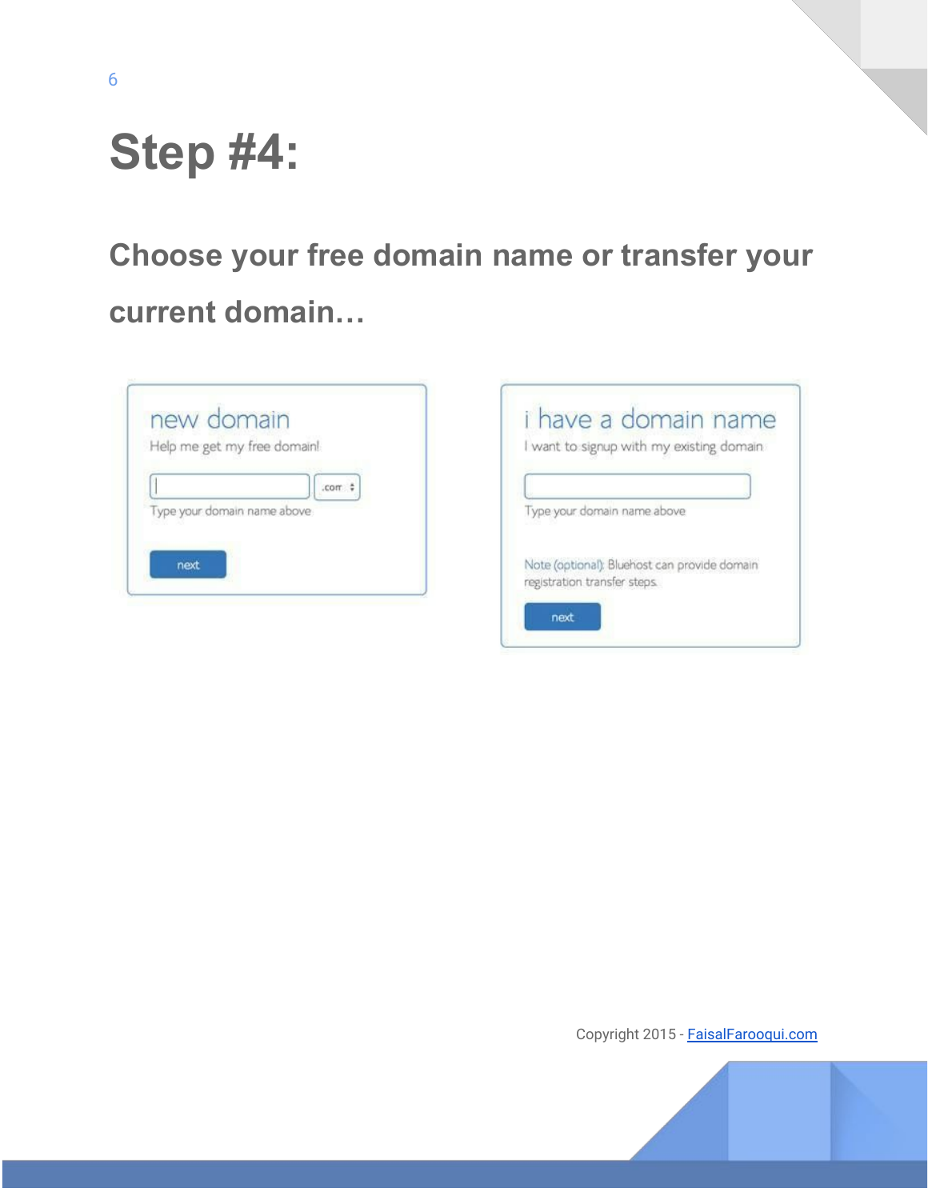# Step #4:

## Choose your free domain name or transfer your current domain…

new domain

Help me get my free domain!

.com

Type your domain name above

next

i have a domain name

I want to signup with my existing domain

Type your domain name above

Note (optional): Bluehost can provide domain registration transfer steps.

next

Copyright 2015 - FaisalFarooqui.com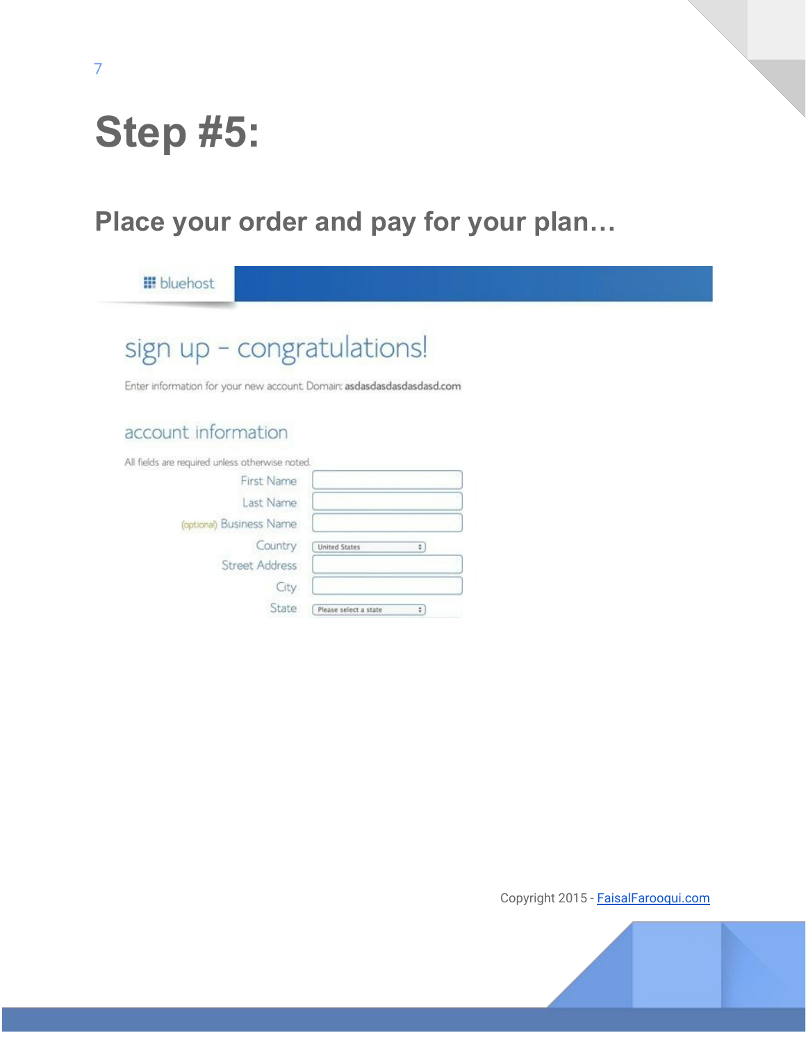# Step #5:

## Place your order and pay for your plan…

bluehost

sign up - congratulations!

Enter information for your new account. Domain: asdasdasdasdasdasd.com

account information

All fields are required unless otherwise noted.

First Name

Last Name

(optional) Business Name

Country: United States

Street Address

City

State: Please select a state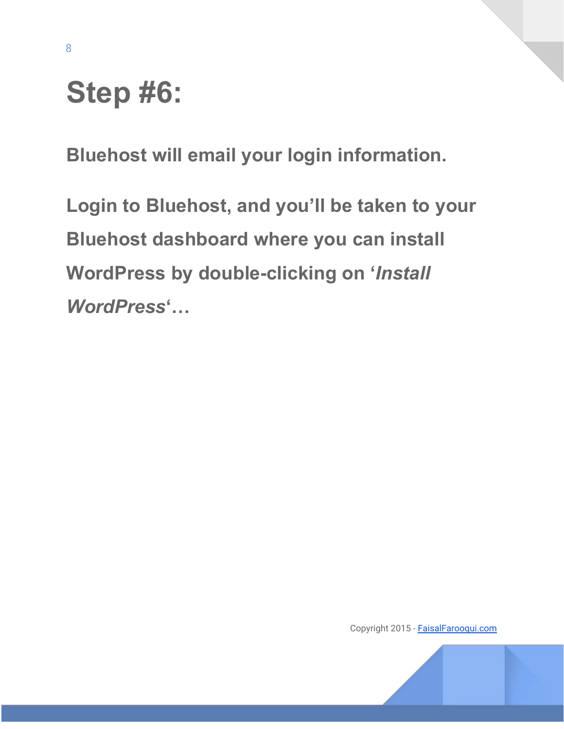# Step #6:

**Bluehost will email your login information.**

**Login to Bluehost, and you'll be taken to your Bluehost dashboard where you can install WordPress by double-clicking on '*Install WordPress*'…**

Copyright 2015 - FaisalFarooqui.com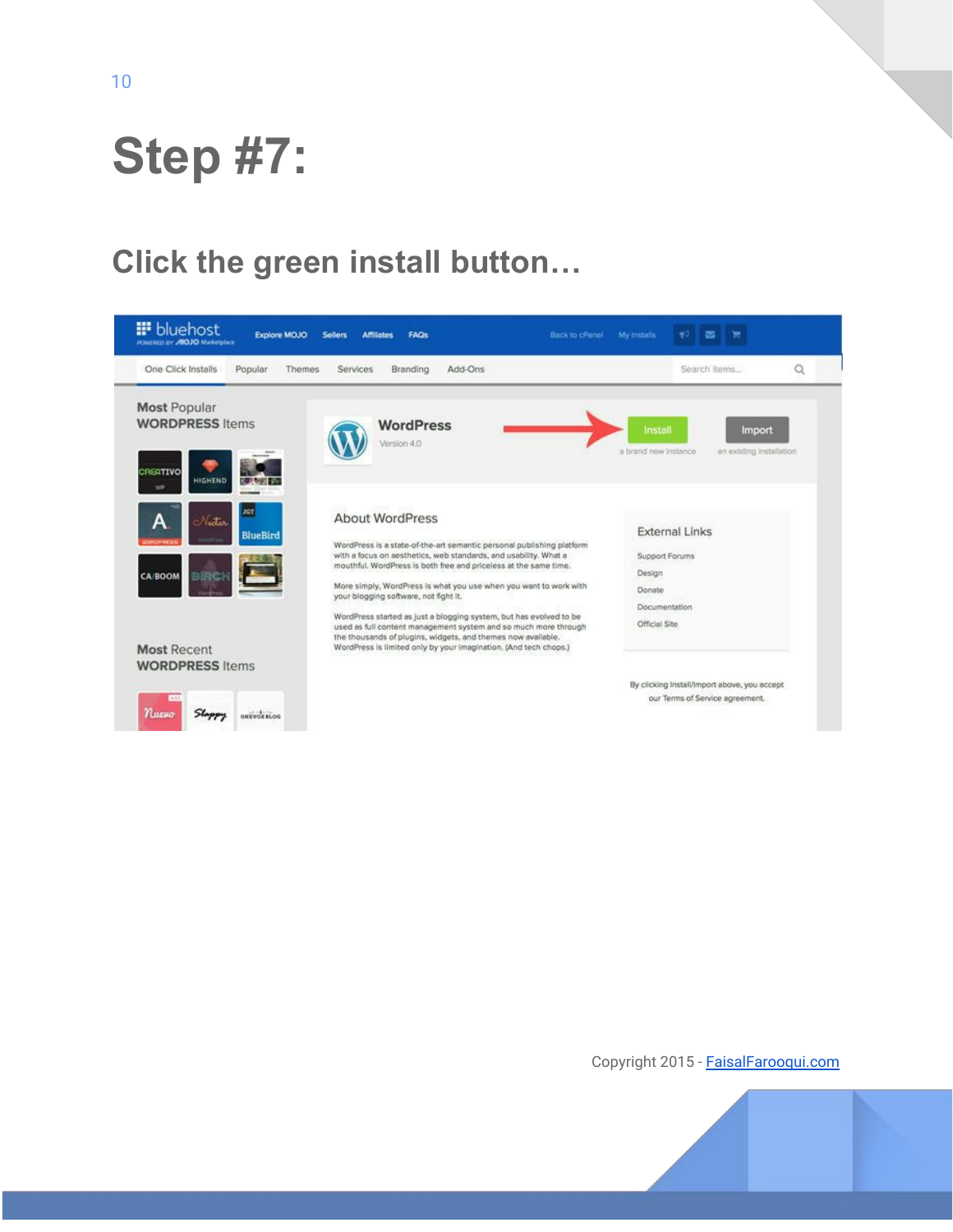# Step #7:

## Click the green install button…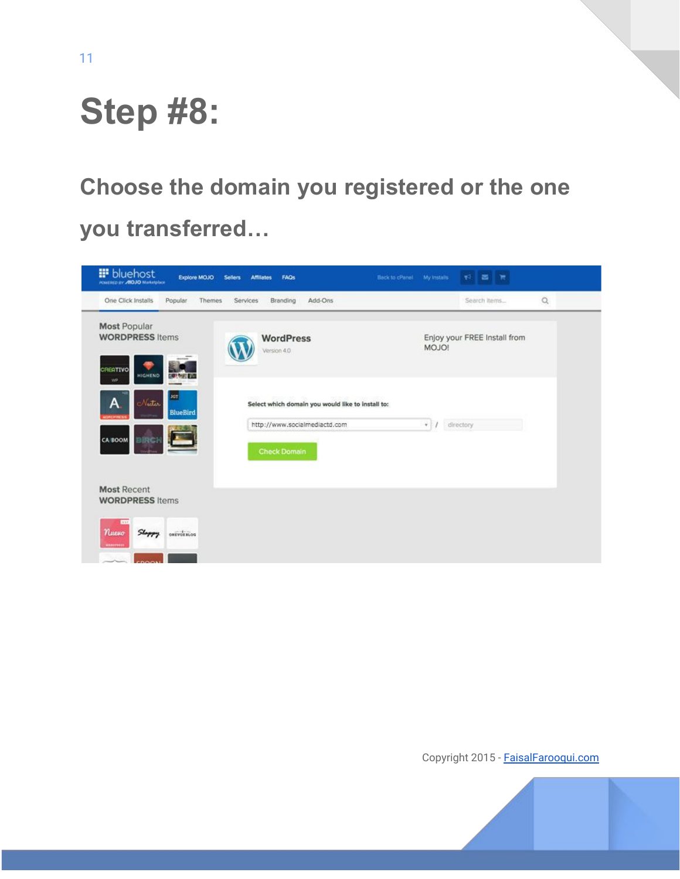# Step #8:

## Choose the domain you registered or the one you transferred…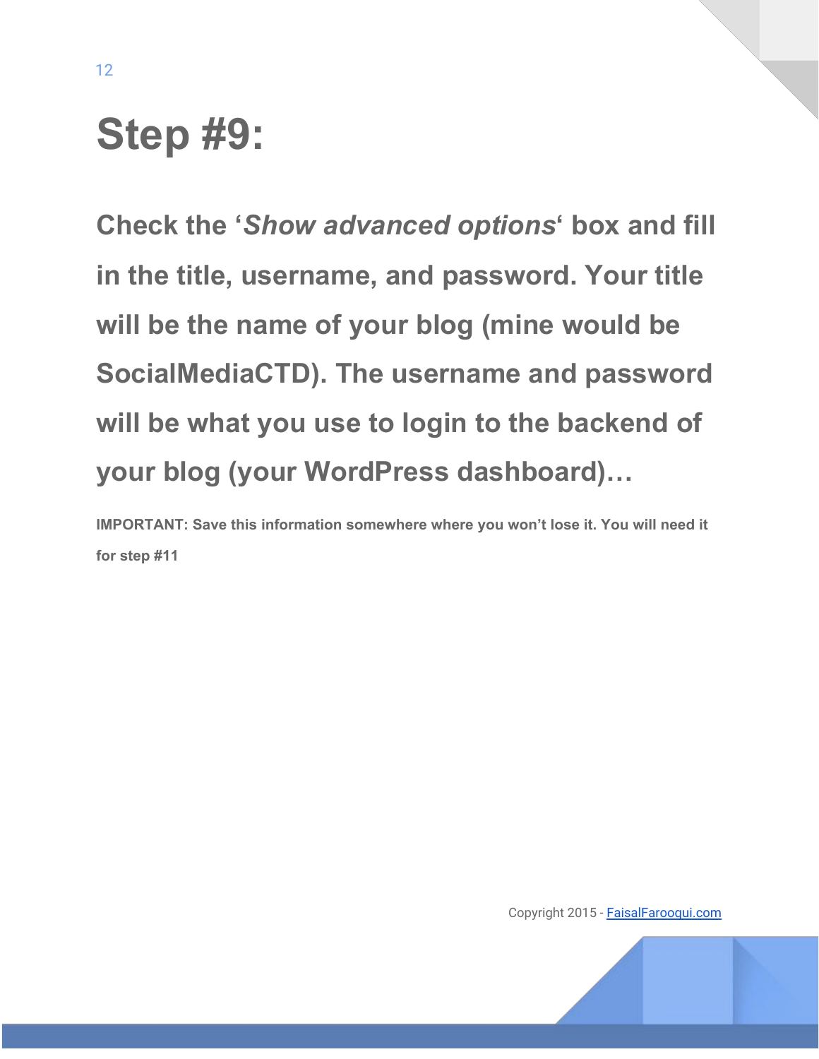# Step #9:

**Check the '*Show advanced options*' box and fill in the title, username, and password. Your title will be the name of your blog (mine would be SocialMediaCTD). The username and password will be what you use to login to the backend of your blog (your WordPress dashboard)…**

**IMPORTANT: Save this information somewhere where you won't lose it. You will need it for step #11**

Copyright 2015 - FaisalFarooqui.com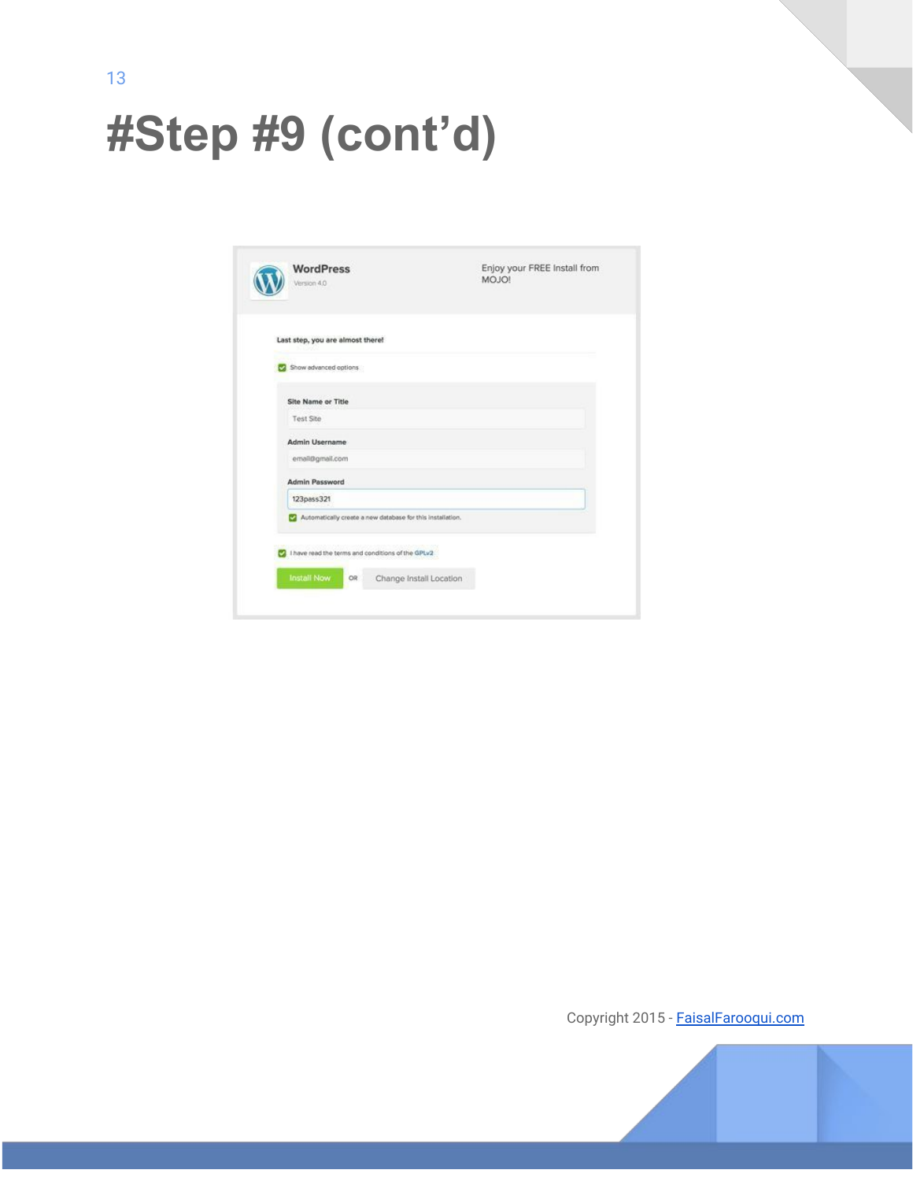# #Step #9 (cont'd)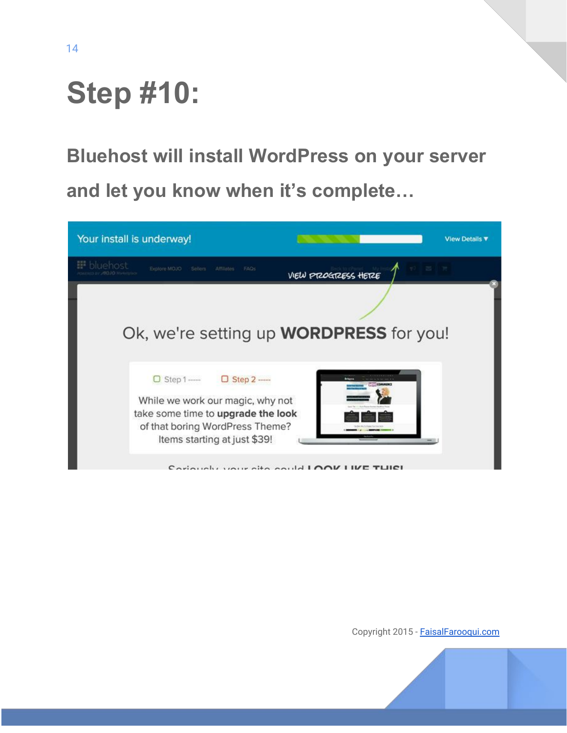# Step #10:

## Bluehost will install WordPress on your server and let you know when it's complete…

Your install is underway!

View Details ▼

VIEW PROGRESS HERE

Ok, we're setting up **WORDPRESS** for you!

Step 1 ----- Step 2 -----

While we work our magic, why not take some time to **upgrade the look** of that boring WordPress Theme? Items starting at just $39!

Seriously, your site could **LOOK LIKE THIS!**

Copyright 2015 - [FaisalFarooqui.com](FaisalFarooqui.com)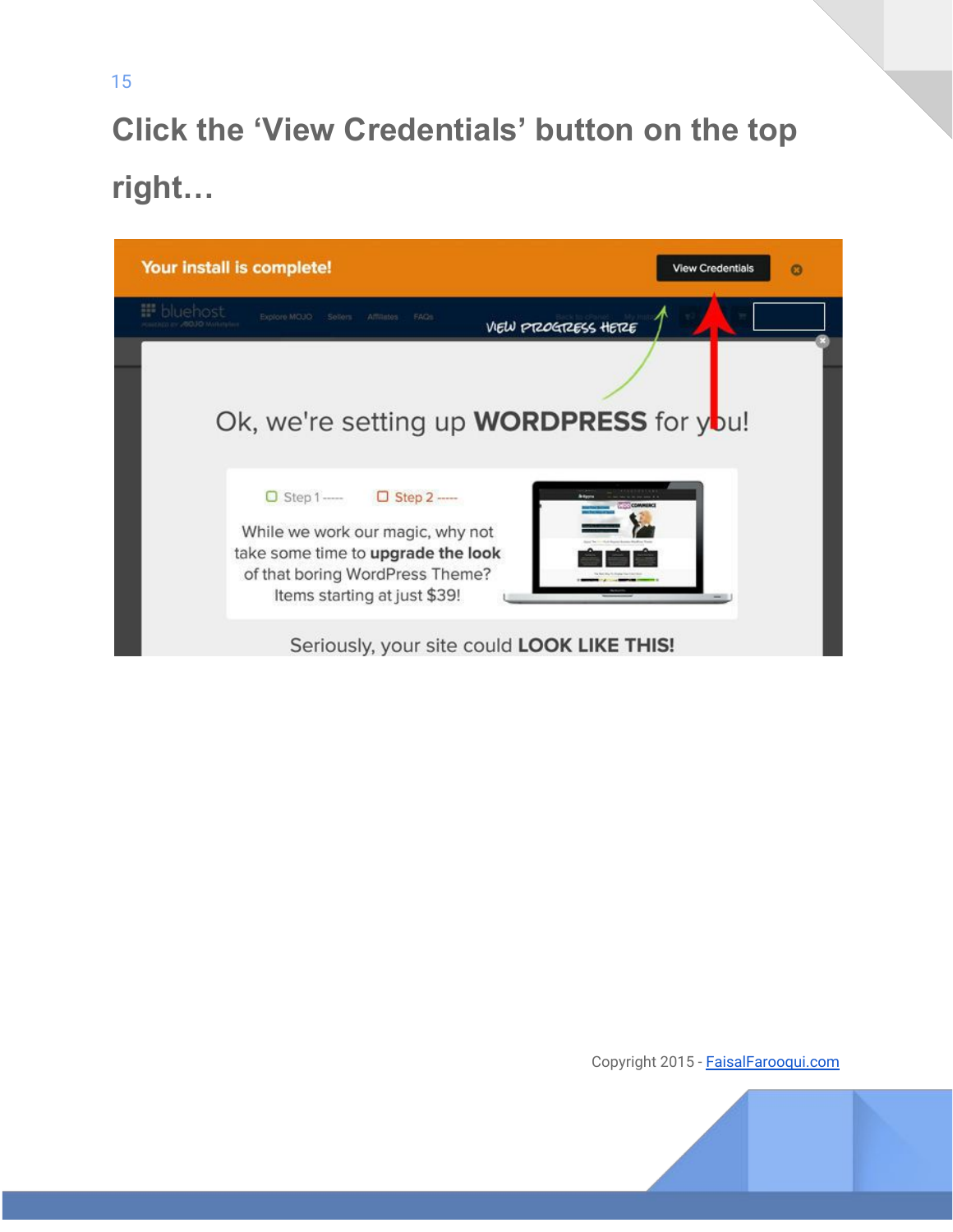# Click the 'View Credentials' button on the top right…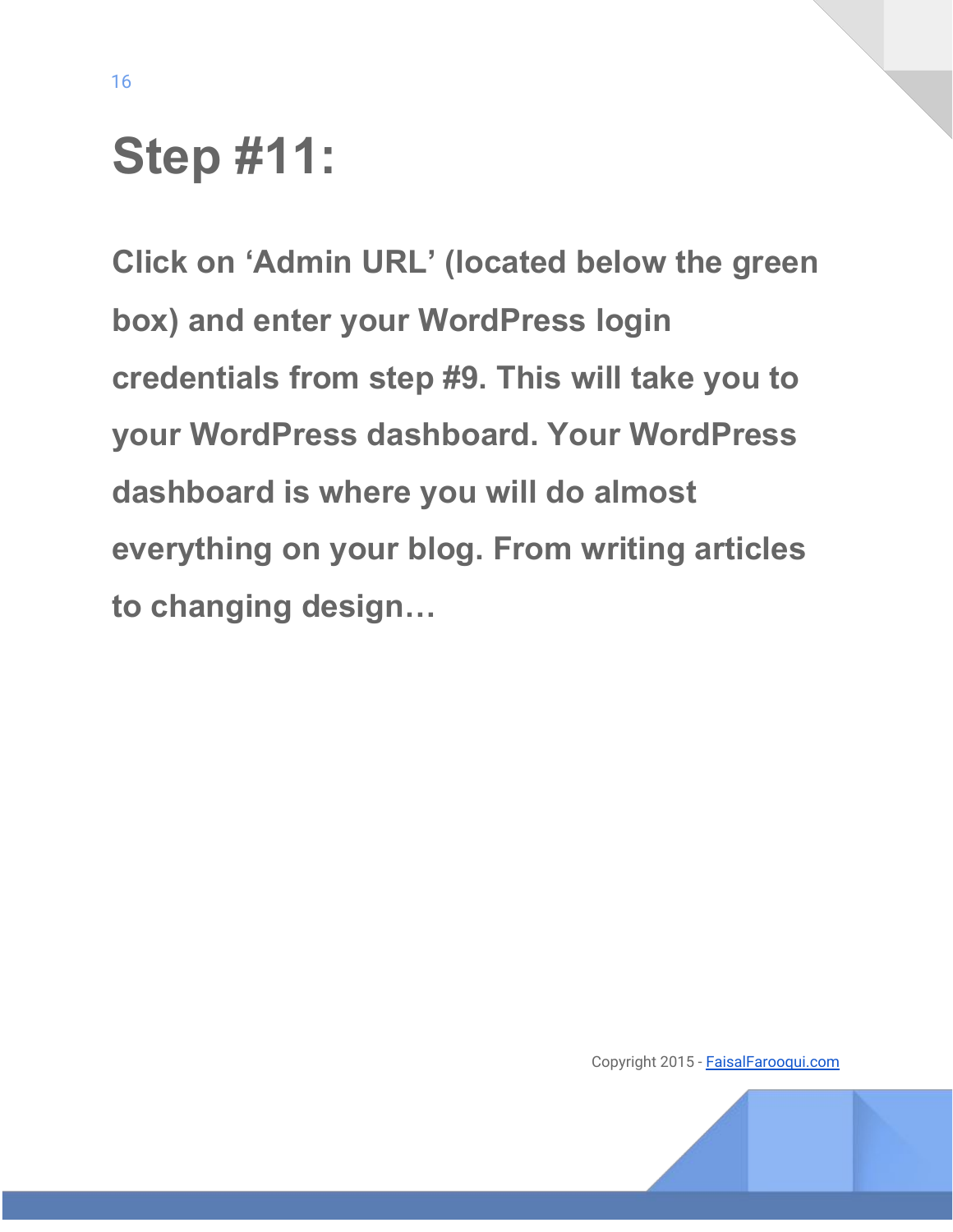# Step #11:

**Click on 'Admin URL' (located below the green box) and enter your WordPress login credentials from step #9. This will take you to your WordPress dashboard. Your WordPress dashboard is where you will do almost everything on your blog. From writing articles to changing design…**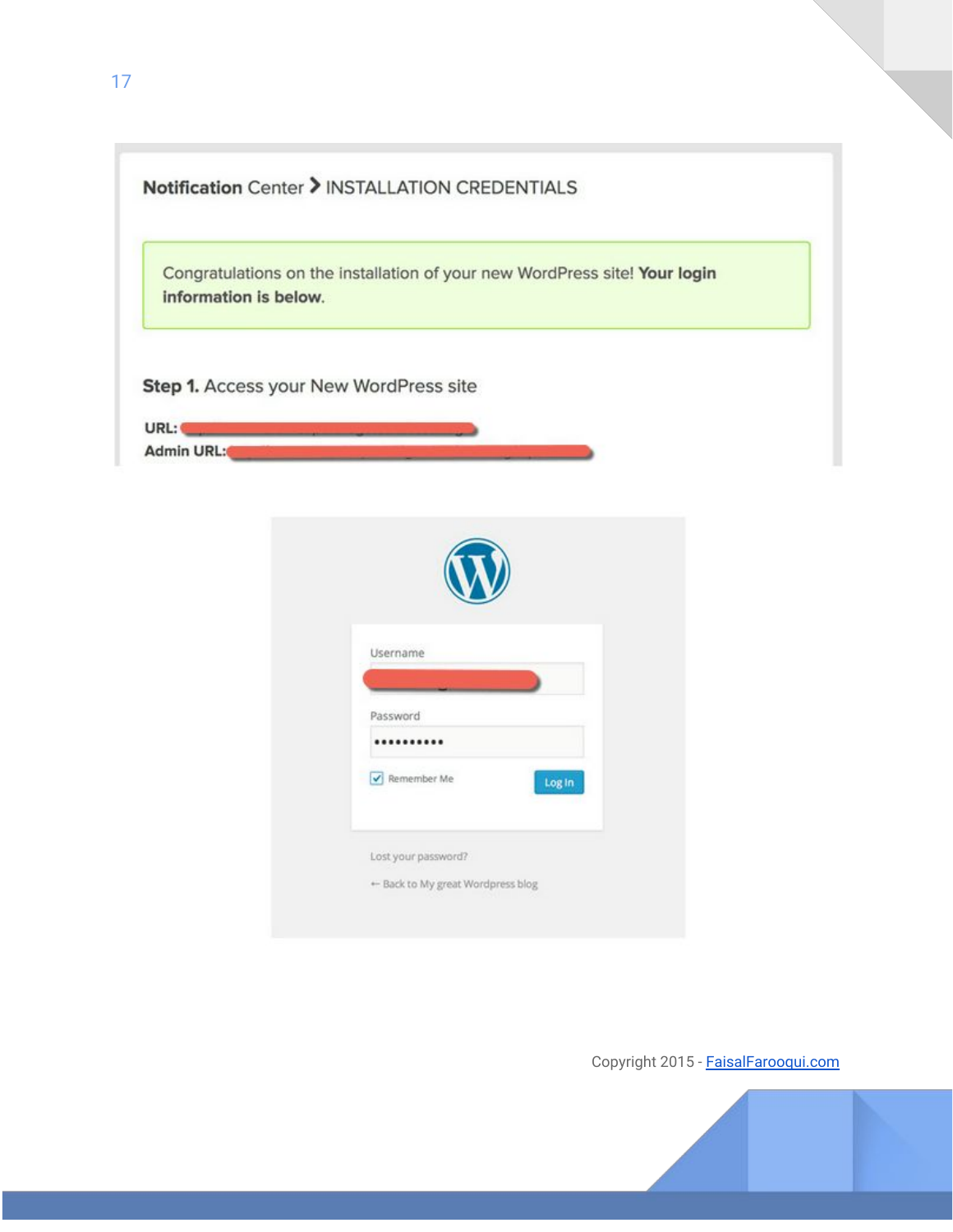Notification Center > INSTALLATION CREDENTIALS

Congratulations on the installation of your new WordPress site! **Your login information is below.**

**Step 1.** Access your New WordPress site

**URL:**

**Admin URL:**

Username

Password

Remember Me

Log In

Lost your password?

← Back to My great Wordpress blog

Copyright 2015 - FaisalFarooqui.com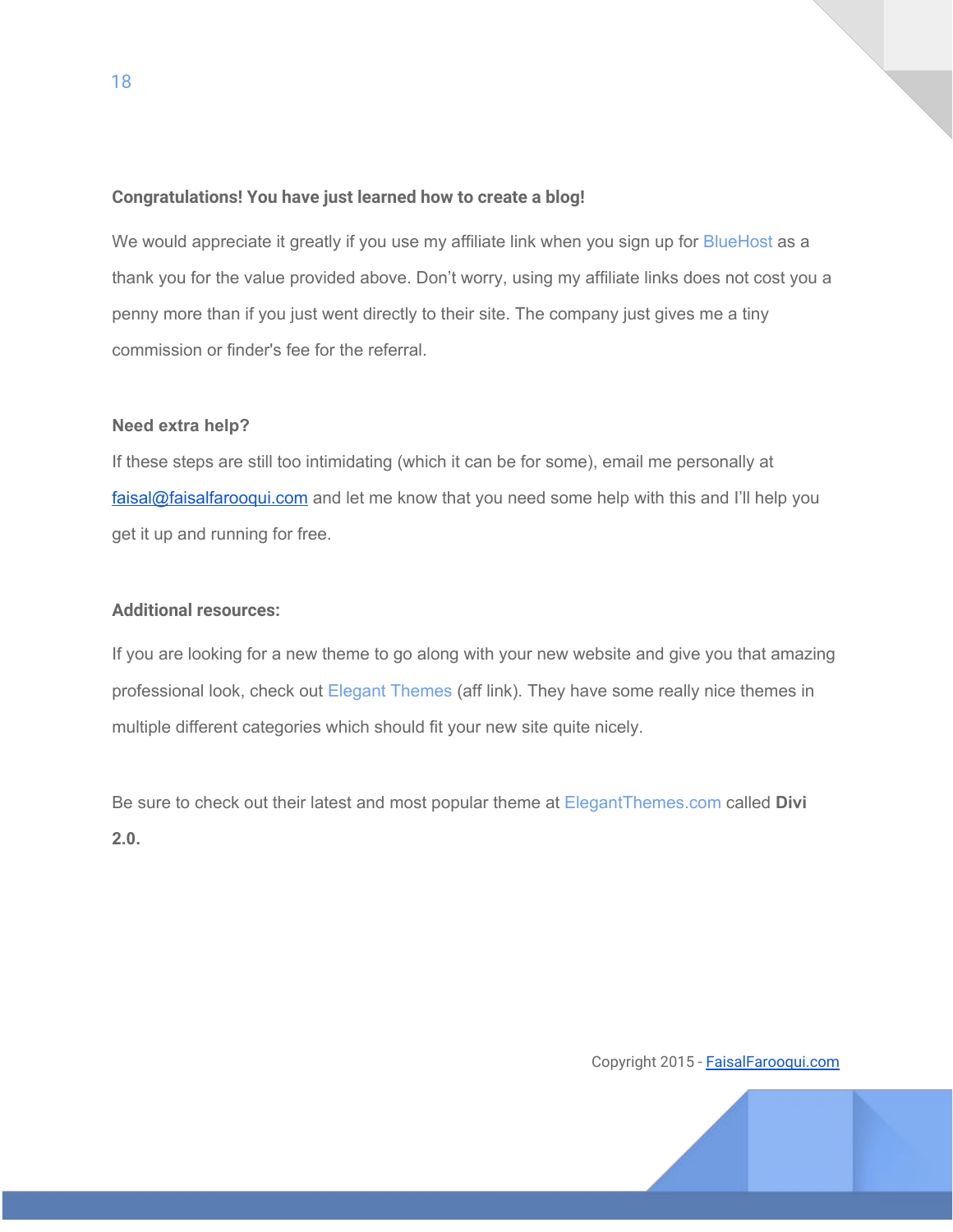**Congratulations! You have just learned how to create a blog!**

We would appreciate it greatly if you use my affiliate link when you sign up for BlueHost as a thank you for the value provided above. Don't worry, using my affiliate links does not cost you a penny more than if you just went directly to their site. The company just gives me a tiny commission or finder's fee for the referral.

**Need extra help?**

If these steps are still too intimidating (which it can be for some), email me personally at faisal@faisalfarooqui.com and let me know that you need some help with this and I'll help you get it up and running for free.

**Additional resources:**

If you are looking for a new theme to go along with your new website and give you that amazing professional look, check out Elegant Themes (aff link). They have some really nice themes in multiple different categories which should fit your new site quite nicely.

Be sure to check out their latest and most popular theme at ElegantThemes.com called **Divi 2.0.**

Copyright 2015 - FaisalFarooqui.com